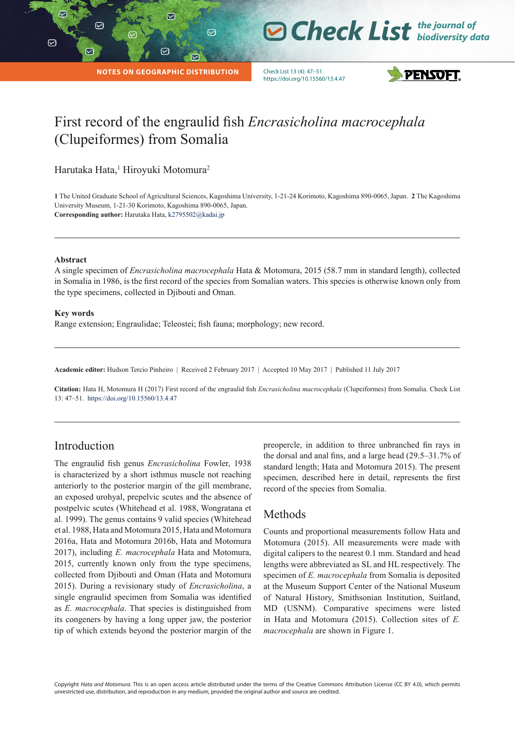# First record of the engraulid fish *Encrasicholina macrocephala* (Clupeiformes) from Somalia

Harutaka Hata,[1] Hiroyuki Motomura[2]

**1** The United Graduate School of Agricultural Sciences, Kagoshima University, 1-21-24 Korimoto, Kagoshima 890-0065, Japan. **2** The Kagoshima University Museum, 1-21-30 Korimoto, Kagoshima 890-0065, Japan.
**Corresponding author:** Harutaka Hata, k2795502@kadai.jp

---

**Abstract**

A single specimen of *Encrasicholina macrocephala* Hata & Motomura, 2015 (58.7 mm in standard length), collected in Somalia in 1986, is the first record of the species from Somalian waters. This species is otherwise known only from the type specimens, collected in Djibouti and Oman.

**Key words**

Range extension; Engraulidae; Teleostei; fish fauna; morphology; new record.

---

**Academic editor:** Hudson Tercio Pinheiro | Received 2 February 2017 | Accepted 10 May 2017 | Published 11 July 2017

**Citation:** Hata H, Motomura H (2017) First record of the engraulid fish *Encrasicholina macrocephala* (Clupeiformes) from Somalia. Check List 13: 47–51. https://doi.org/10.15560/13.4.47

---

## Introduction

The engraulid fish genus *Encrasicholina* Fowler, 1938 is characterized by a short isthmus muscle not reaching anteriorly to the posterior margin of the gill membrane, an exposed urohyal, prepelvic scutes and the absence of postpelvic scutes (Whitehead et al. 1988, Wongratana et al. 1999). The genus contains 9 valid species (Whitehead et al. 1988, Hata and Motomura 2015, Hata and Motomura 2016a, Hata and Motomura 2016b, Hata and Motomura 2017), including *E. macrocephala* Hata and Motomura, 2015, currently known only from the type specimens, collected from Djibouti and Oman (Hata and Motomura 2015). During a revisionary study of *Encrasicholina*, a single engraulid specimen from Somalia was identified as *E. macrocephala*. That species is distinguished from its congeners by having a long upper jaw, the posterior tip of which extends beyond the posterior margin of the preopercle, in addition to three unbranched fin rays in the dorsal and anal fins, and a large head (29.5–31.7% of standard length; Hata and Motomura 2015). The present specimen, described here in detail, represents the first record of the species from Somalia.

## Methods

Counts and proportional measurements follow Hata and Motomura (2015). All measurements were made with digital calipers to the nearest 0.1 mm. Standard and head lengths were abbreviated as SL and HL respectively. The specimen of *E. macrocephala* from Somalia is deposited at the Museum Support Center of the National Museum of Natural History, Smithsonian Institution, Suitland, MD (USNM). Comparative specimens were listed in Hata and Motomura (2015). Collection sites of *E. macrocephala* are shown in Figure 1.

Copyright *Hata and Motomura.* This is an open access article distributed under the terms of the Creative Commons Attribution License (CC BY 4.0), which permits unrestricted use, distribution, and reproduction in any medium, provided the original author and source are credited.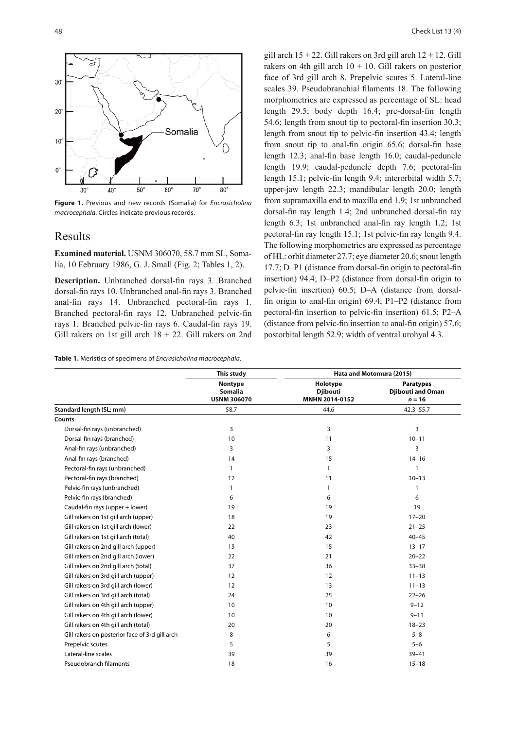**Figure 1.** Previous and new records (Somalia) for *Encrasicholina macrocephala*. Circles indicate previous records.

## Results

**Examined material.** USNM 306070, 58.7 mm SL, Somalia, 10 February 1986, G. J. Small (Fig. 2; Tables 1, 2).

**Description.** Unbranched dorsal-fin rays 3. Branched dorsal-fin rays 10. Unbranched anal-fin rays 3. Branched anal-fin rays 14. Unbranched pectoral-fin rays 1. Branched pectoral-fin rays 12. Unbranched pelvic-fin rays 1. Branched pelvic-fin rays 6. Caudal-fin rays 19. Gill rakers on 1st gill arch 18 + 22. Gill rakers on 2nd gill arch 15 + 22. Gill rakers on 3rd gill arch 12 + 12. Gill rakers on 4th gill arch 10 + 10. Gill rakers on posterior face of 3rd gill arch 8. Prepelvic scutes 5. Lateral-line scales 39. Pseudobranchial filaments 18. The following morphometrics are expressed as percentage of SL: head length 29.5; body depth 16.4; pre-dorsal-fin length 54.6; length from snout tip to pectoral-fin insertion 30.3; length from snout tip to pelvic-fin insertion 43.4; length from snout tip to anal-fin origin 65.6; dorsal-fin base length 12.3; anal-fin base length 16.0; caudal-peduncle length 19.9; caudal-peduncle depth 7.6; pectoral-fin length 15.1; pelvic-fin length 9.4; interorbital width 5.7; upper-jaw length 22.3; mandibular length 20.0; length from supramaxilla end to maxilla end 1.9; 1st unbranched dorsal-fin ray length 1.4; 2nd unbranched dorsal-fin ray length 6.3; 1st unbranched anal-fin ray length 1.2; 1st pectoral-fin ray length 15.1; 1st pelvic-fin ray length 9.4. The following morphometrics are expressed as percentage of HL: orbit diameter 27.7; eye diameter 20.6; snout length 17.7; D–P1 (distance from dorsal-fin origin to pectoral-fin insertion) 94.4; D–P2 (distance from dorsal-fin origin to pelvic-fin insertion) 60.5; D–A (distance from dorsal-fin origin to anal-fin origin) 69.4; P1–P2 (distance from pectoral-fin insertion to pelvic-fin insertion) 61.5; P2–A (distance from pelvic-fin insertion to anal-fin origin) 57.6; postorbital length 52.9; width of ventral urohyal 4.3.

**Table 1.** Meristics of specimens of *Encrasicholina macrocephala*.

| | This study | Hata and Motomura (2015) | |
|---|---|---|---|
| | Nontype Somalia USNM 306070 | Holotype Djibouti MNHN 2014-0152 | Paratypes Djibouti and Oman $n = 16$ |
| **Standard length (SL; mm)** | 58.7 | 44.6 | 42.3–55.7 |
| **Counts** | | | |
| Dorsal-fin rays (unbranched) | 3 | 3 | 3 |
| Dorsal-fin rays (branched) | 10 | 11 | 10–11 |
| Anal-fin rays (unbranched) | 3 | 3 | 3 |
| Anal-fin rays (branched) | 14 | 15 | 14–16 |
| Pectoral-fin rays (unbranched) | 1 | 1 | 1 |
| Pectoral-fin rays (branched) | 12 | 11 | 10–13 |
| Pelvic-fin rays (unbranched) | 1 | 1 | 1 |
| Pelvic-fin rays (branched) | 6 | 6 | 6 |
| Caudal-fin rays (upper + lower) | 19 | 19 | 19 |
| Gill rakers on 1st gill arch (upper) | 18 | 19 | 17–20 |
| Gill rakers on 1st gill arch (lower) | 22 | 23 | 21–25 |
| Gill rakers on 1st gill arch (total) | 40 | 42 | 40–45 |
| Gill rakers on 2nd gill arch (upper) | 15 | 15 | 13–17 |
| Gill rakers on 2nd gill arch (lower) | 22 | 21 | 20–22 |
| Gill rakers on 2nd gill arch (total) | 37 | 36 | 33–38 |
| Gill rakers on 3rd gill arch (upper) | 12 | 12 | 11–13 |
| Gill rakers on 3rd gill arch (lower) | 12 | 13 | 11–13 |
| Gill rakers on 3rd gill arch (total) | 24 | 25 | 22–26 |
| Gill rakers on 4th gill arch (upper) | 10 | 10 | 9–12 |
| Gill rakers on 4th gill arch (lower) | 10 | 10 | 9–11 |
| Gill rakers on 4th gill arch (total) | 20 | 20 | 18–23 |
| Gill rakers on posterior face of 3rd gill arch | 8 | 6 | 5–8 |
| Prepelvic scutes | 5 | 5 | 5–6 |
| Lateral-line scales | 39 | 39 | 39–41 |
| Pseudobranch filaments | 18 | 16 | 15–18 |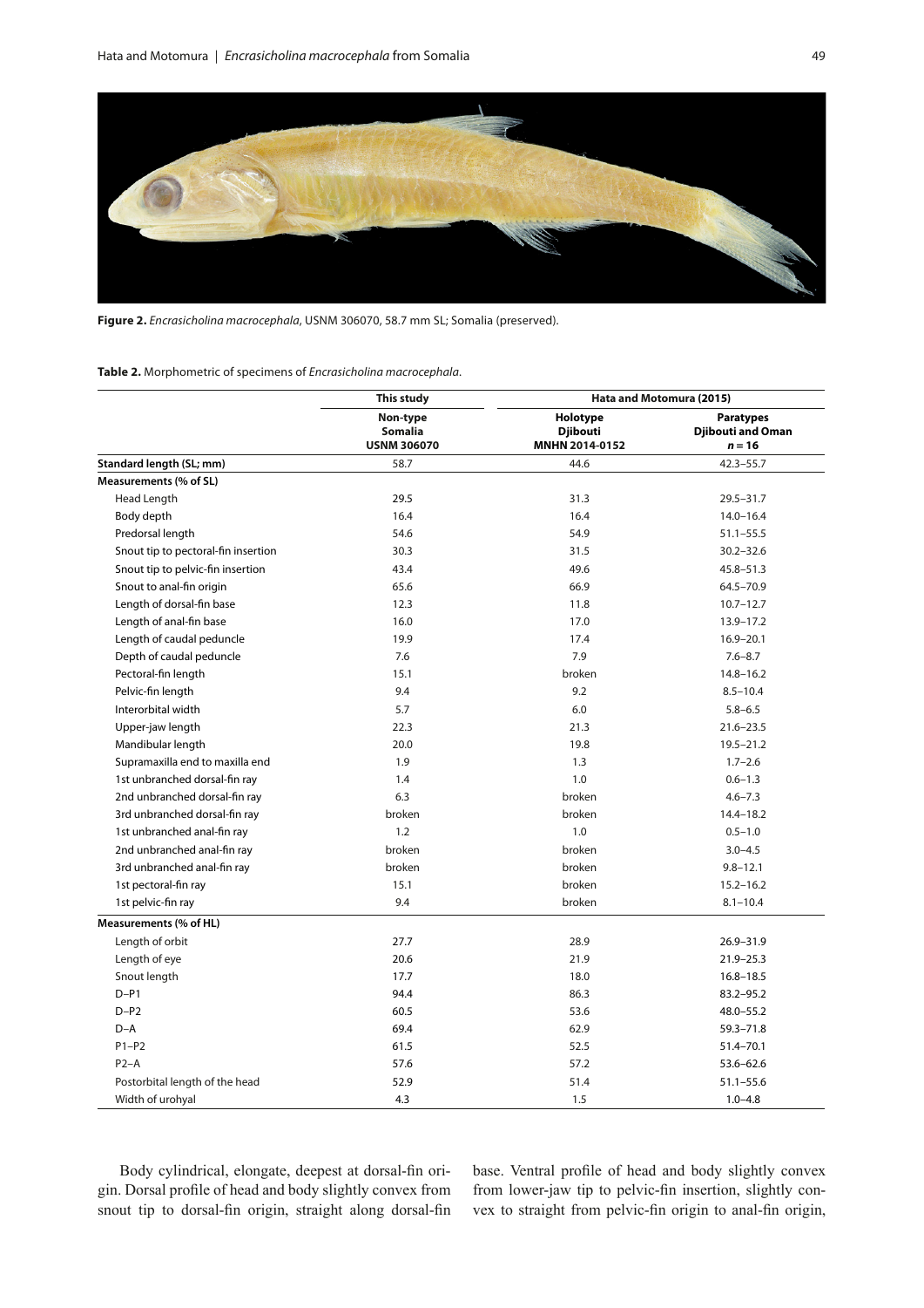**Figure 2.** *Encrasicholina macrocephala*, USNM 306070, 58.7 mm SL; Somalia (preserved).

**Table 2.** Morphometric of specimens of *Encrasicholina macrocephala*.

| | This study | Hata and Motomura (2015) | |
|---|---|---|---|
| | Non-type Somalia USNM 306070 | Holotype Djibouti MNHN 2014-0152 | Paratypes Djibouti and Oman $n = 16$ |
| **Standard length (SL; mm)** | 58.7 | 44.6 | 42.3–55.7 |
| **Measurements (% of SL)** | | | |
| Head Length | 29.5 | 31.3 | 29.5–31.7 |
| Body depth | 16.4 | 16.4 | 14.0–16.4 |
| Predorsal length | 54.6 | 54.9 | 51.1–55.5 |
| Snout tip to pectoral-fin insertion | 30.3 | 31.5 | 30.2–32.6 |
| Snout tip to pelvic-fin insertion | 43.4 | 49.6 | 45.8–51.3 |
| Snout to anal-fin origin | 65.6 | 66.9 | 64.5–70.9 |
| Length of dorsal-fin base | 12.3 | 11.8 | 10.7–12.7 |
| Length of anal-fin base | 16.0 | 17.0 | 13.9–17.2 |
| Length of caudal peduncle | 19.9 | 17.4 | 16.9–20.1 |
| Depth of caudal peduncle | 7.6 | 7.9 | 7.6–8.7 |
| Pectoral-fin length | 15.1 | broken | 14.8–16.2 |
| Pelvic-fin length | 9.4 | 9.2 | 8.5–10.4 |
| Interorbital width | 5.7 | 6.0 | 5.8–6.5 |
| Upper-jaw length | 22.3 | 21.3 | 21.6–23.5 |
| Mandibular length | 20.0 | 19.8 | 19.5–21.2 |
| Supramaxilla end to maxilla end | 1.9 | 1.3 | 1.7–2.6 |
| 1st unbranched dorsal-fin ray | 1.4 | 1.0 | 0.6–1.3 |
| 2nd unbranched dorsal-fin ray | 6.3 | broken | 4.6–7.3 |
| 3rd unbranched dorsal-fin ray | broken | broken | 14.4–18.2 |
| 1st unbranched anal-fin ray | 1.2 | 1.0 | 0.5–1.0 |
| 2nd unbranched anal-fin ray | broken | broken | 3.0–4.5 |
| 3rd unbranched anal-fin ray | broken | broken | 9.8–12.1 |
| 1st pectoral-fin ray | 15.1 | broken | 15.2–16.2 |
| 1st pelvic-fin ray | 9.4 | broken | 8.1–10.4 |
| **Measurements (% of HL)** | | | |
| Length of orbit | 27.7 | 28.9 | 26.9–31.9 |
| Length of eye | 20.6 | 21.9 | 21.9–25.3 |
| Snout length | 17.7 | 18.0 | 16.8–18.5 |
| D–P1 | 94.4 | 86.3 | 83.2–95.2 |
| D–P2 | 60.5 | 53.6 | 48.0–55.2 |
| D–A | 69.4 | 62.9 | 59.3–71.8 |
| P1–P2 | 61.5 | 52.5 | 51.4–70.1 |
| P2–A | 57.6 | 57.2 | 53.6–62.6 |
| Postorbital length of the head | 52.9 | 51.4 | 51.1–55.6 |
| Width of urohyal | 4.3 | 1.5 | 1.0–4.8 |

Body cylindrical, elongate, deepest at dorsal-fin origin. Dorsal profile of head and body slightly convex from snout tip to dorsal-fin origin, straight along dorsal-fin base. Ventral profile of head and body slightly convex from lower-jaw tip to pelvic-fin insertion, slightly convex to straight from pelvic-fin origin to anal-fin origin,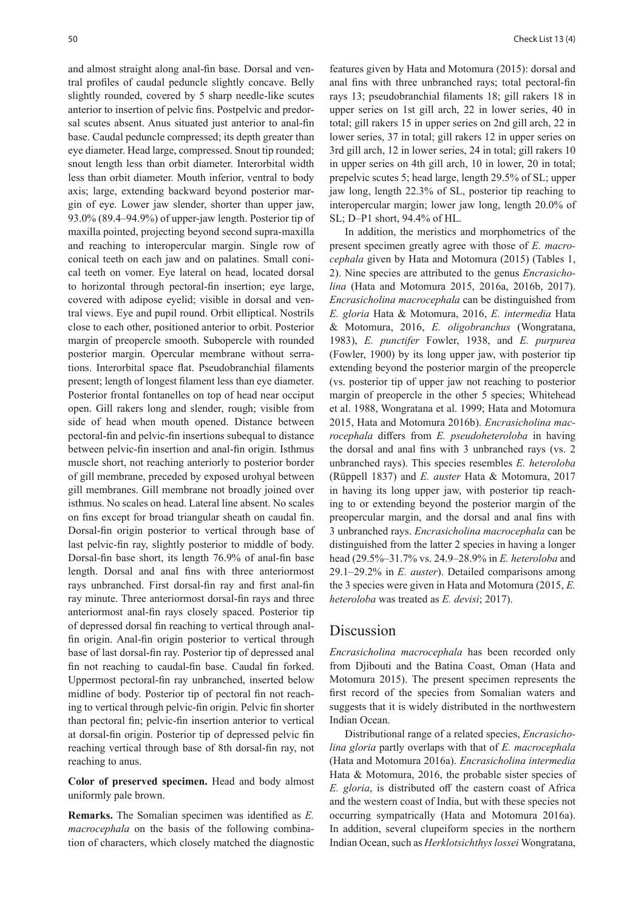and almost straight along anal-fin base. Dorsal and ventral profiles of caudal peduncle slightly concave. Belly slightly rounded, covered by 5 sharp needle-like scutes anterior to insertion of pelvic fins. Postpelvic and predorsal scutes absent. Anus situated just anterior to anal-fin base. Caudal peduncle compressed; its depth greater than eye diameter. Head large, compressed. Snout tip rounded; snout length less than orbit diameter. Interorbital width less than orbit diameter. Mouth inferior, ventral to body axis; large, extending backward beyond posterior margin of eye. Lower jaw slender, shorter than upper jaw, 93.0% (89.4–94.9%) of upper-jaw length. Posterior tip of maxilla pointed, projecting beyond second supra-maxilla and reaching to interopercular margin. Single row of conical teeth on each jaw and on palatines. Small conical teeth on vomer. Eye lateral on head, located dorsal to horizontal through pectoral-fin insertion; eye large, covered with adipose eyelid; visible in dorsal and ventral views. Eye and pupil round. Orbit elliptical. Nostrils close to each other, positioned anterior to orbit. Posterior margin of preopercle smooth. Subopercle with rounded posterior margin. Opercular membrane without serrations. Interorbital space flat. Pseudobranchial filaments present; length of longest filament less than eye diameter. Posterior frontal fontanelles on top of head near occiput open. Gill rakers long and slender, rough; visible from side of head when mouth opened. Distance between pectoral-fin and pelvic-fin insertions subequal to distance between pelvic-fin insertion and anal-fin origin. Isthmus muscle short, not reaching anteriorly to posterior border of gill membrane, preceded by exposed urohyal between gill membranes. Gill membrane not broadly joined over isthmus. No scales on head. Lateral line absent. No scales on fins except for broad triangular sheath on caudal fin. Dorsal-fin origin posterior to vertical through base of last pelvic-fin ray, slightly posterior to middle of body. Dorsal-fin base short, its length 76.9% of anal-fin base length. Dorsal and anal fins with three anteriormost rays unbranched. First dorsal-fin ray and first anal-fin ray minute. Three anteriormost dorsal-fin rays and three anteriormost anal-fin rays closely spaced. Posterior tip of depressed dorsal fin reaching to vertical through anal-fin origin. Anal-fin origin posterior to vertical through base of last dorsal-fin ray. Posterior tip of depressed anal fin not reaching to caudal-fin base. Caudal fin forked. Uppermost pectoral-fin ray unbranched, inserted below midline of body. Posterior tip of pectoral fin not reaching to vertical through pelvic-fin origin. Pelvic fin shorter than pectoral fin; pelvic-fin insertion anterior to vertical at dorsal-fin origin. Posterior tip of depressed pelvic fin reaching vertical through base of 8th dorsal-fin ray, not reaching to anus.

**Color of preserved specimen.** Head and body almost uniformly pale brown.

**Remarks.** The Somalian specimen was identified as *E. macrocephala* on the basis of the following combination of characters, which closely matched the diagnostic features given by Hata and Motomura (2015): dorsal and anal fins with three unbranched rays; total pectoral-fin rays 13; pseudobranchial filaments 18; gill rakers 18 in upper series on 1st gill arch, 22 in lower series, 40 in total; gill rakers 15 in upper series on 2nd gill arch, 22 in lower series, 37 in total; gill rakers 12 in upper series on 3rd gill arch, 12 in lower series, 24 in total; gill rakers 10 in upper series on 4th gill arch, 10 in lower, 20 in total; prepelvic scutes 5; head large, length 29.5% of SL; upper jaw long, length 22.3% of SL, posterior tip reaching to interopercular margin; lower jaw long, length 20.0% of SL; D–P1 short, 94.4% of HL.

In addition, the meristics and morphometrics of the present specimen greatly agree with those of *E. macrocephala* given by Hata and Motomura (2015) (Tables 1, 2). Nine species are attributed to the genus *Encrasicholina* (Hata and Motomura 2015, 2016a, 2016b, 2017). *Encrasicholina macrocephala* can be distinguished from *E. gloria* Hata & Motomura, 2016, *E. intermedia* Hata & Motomura, 2016, *E. oligobranchus* (Wongratana, 1983), *E. punctifer* Fowler, 1938, and *E. purpurea* (Fowler, 1900) by its long upper jaw, with posterior tip extending beyond the posterior margin of the preopercle (vs. posterior tip of upper jaw not reaching to posterior margin of preopercle in the other 5 species; Whitehead et al. 1988, Wongratana et al. 1999; Hata and Motomura 2015, Hata and Motomura 2016b). *Encrasicholina macrocephala* differs from *E. pseudoheteroloba* in having the dorsal and anal fins with 3 unbranched rays (vs. 2 unbranched rays). This species resembles *E. heteroloba* (Rüppell 1837) and *E. auster* Hata & Motomura, 2017 in having its long upper jaw, with posterior tip reaching to or extending beyond the posterior margin of the preopercular margin, and the dorsal and anal fins with 3 unbranched rays. *Encrasicholina macrocephala* can be distinguished from the latter 2 species in having a longer head (29.5%–31.7% vs. 24.9–28.9% in *E. heteroloba* and 29.1–29.2% in *E. auster*). Detailed comparisons among the 3 species were given in Hata and Motomura (2015, *E. heteroloba* was treated as *E. devisi*; 2017).

## Discussion

*Encrasicholina macrocephala* has been recorded only from Djibouti and the Batina Coast, Oman (Hata and Motomura 2015). The present specimen represents the first record of the species from Somalian waters and suggests that it is widely distributed in the northwestern Indian Ocean.

Distributional range of a related species, *Encrasicholina gloria* partly overlaps with that of *E. macrocephala* (Hata and Motomura 2016a). *Encrasicholina intermedia* Hata & Motomura, 2016, the probable sister species of *E. gloria*, is distributed off the eastern coast of Africa and the western coast of India, but with these species not occurring sympatrically (Hata and Motomura 2016a). In addition, several clupeiform species in the northern Indian Ocean, such as *Herklotsichthys lossei* Wongratana,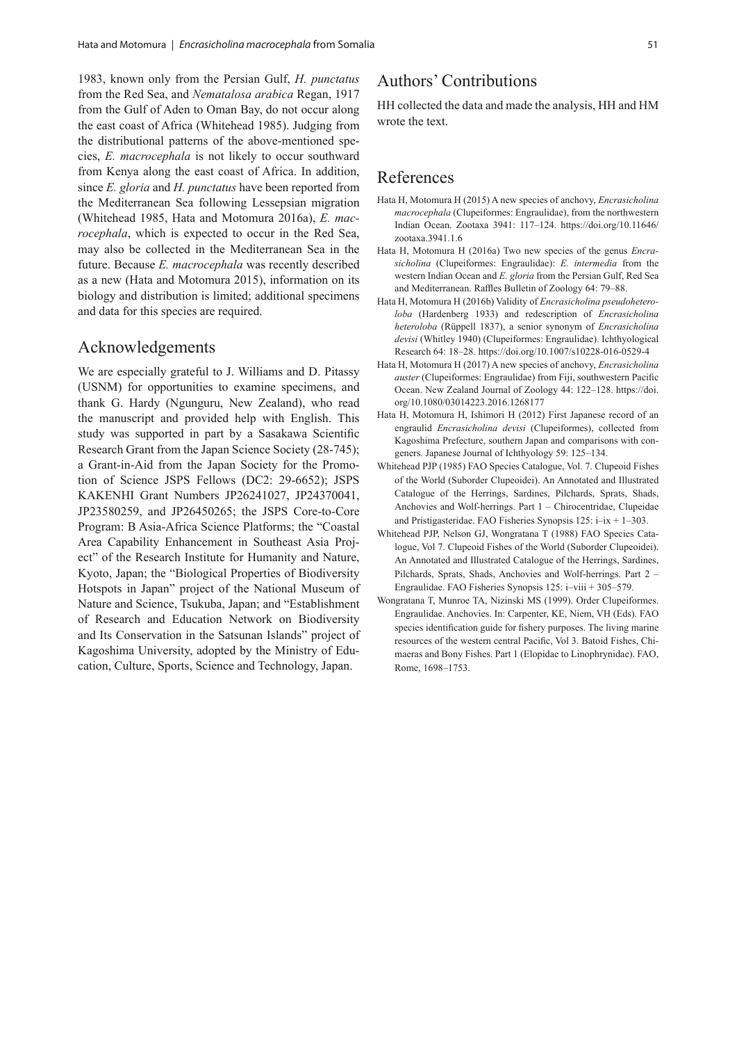1983, known only from the Persian Gulf, *H. punctatus* from the Red Sea, and *Nematalosa arabica* Regan, 1917 from the Gulf of Aden to Oman Bay, do not occur along the east coast of Africa (Whitehead 1985). Judging from the distributional patterns of the above-mentioned species, *E. macrocephala* is not likely to occur southward from Kenya along the east coast of Africa. In addition, since *E. gloria* and *H. punctatus* have been reported from the Mediterranean Sea following Lessepsian migration (Whitehead 1985, Hata and Motomura 2016a), *E. macrocephala*, which is expected to occur in the Red Sea, may also be collected in the Mediterranean Sea in the future. Because *E. macrocephala* was recently described as a new (Hata and Motomura 2015), information on its biology and distribution is limited; additional specimens and data for this species are required.

## Acknowledgements

We are especially grateful to J. Williams and D. Pitassy (USNM) for opportunities to examine specimens, and thank G. Hardy (Ngunguru, New Zealand), who read the manuscript and provided help with English. This study was supported in part by a Sasakawa Scientific Research Grant from the Japan Science Society (28-745); a Grant-in-Aid from the Japan Society for the Promotion of Science JSPS Fellows (DC2: 29-6652); JSPS KAKENHI Grant Numbers JP26241027, JP24370041, JP23580259, and JP26450265; the JSPS Core-to-Core Program: B Asia-Africa Science Platforms; the "Coastal Area Capability Enhancement in Southeast Asia Project" of the Research Institute for Humanity and Nature, Kyoto, Japan; the "Biological Properties of Biodiversity Hotspots in Japan" project of the National Museum of Nature and Science, Tsukuba, Japan; and "Establishment of Research and Education Network on Biodiversity and Its Conservation in the Satsunan Islands" project of Kagoshima University, adopted by the Ministry of Education, Culture, Sports, Science and Technology, Japan.

## Authors' Contributions

HH collected the data and made the analysis, HH and HM wrote the text.

## References

Hata H, Motomura H (2015) A new species of anchovy, *Encrasicholina macrocephala* (Clupeiformes: Engraulidae), from the northwestern Indian Ocean. Zootaxa 3941: 117–124. https://doi.org/10.11646/zootaxa.3941.1.6

Hata H, Motomura H (2016a) Two new species of the genus *Encrasicholina* (Clupeiformes: Engraulidae): *E. intermedia* from the western Indian Ocean and *E. gloria* from the Persian Gulf, Red Sea and Mediterranean. Raffles Bulletin of Zoology 64: 79–88.

Hata H, Motomura H (2016b) Validity of *Encrasicholina pseudoheteroloba* (Hardenberg 1933) and redescription of *Encrasicholina heteroloba* (Rüppell 1837), a senior synonym of *Encrasicholina devisi* (Whitley 1940) (Clupeiformes: Engraulidae). Ichthyological Research 64: 18–28. https://doi.org/10.1007/s10228-016-0529-4

Hata H, Motomura H (2017) A new species of anchovy, *Encrasicholina auster* (Clupeiformes: Engraulidae) from Fiji, southwestern Pacific Ocean. New Zealand Journal of Zoology 44: 122–128. https://doi.org/10.1080/03014223.2016.1268177

Hata H, Motomura H, Ishimori H (2012) First Japanese record of an engraulid *Encrasicholina devisi* (Clupeiformes), collected from Kagoshima Prefecture, southern Japan and comparisons with congeners. Japanese Journal of Ichthyology 59: 125–134.

Whitehead PJP (1985) FAO Species Catalogue, Vol. 7. Clupeoid Fishes of the World (Suborder Clupeoidei). An Annotated and Illustrated Catalogue of the Herrings, Sardines, Pilchards, Sprats, Shads, Anchovies and Wolf-herrings. Part 1 – Chirocentridae, Clupeidae and Pristigasteridae. FAO Fisheries Synopsis 125: i–ix + 1–303.

Whitehead PJP, Nelson GJ, Wongratana T (1988) FAO Species Catalogue, Vol 7. Clupeoid Fishes of the World (Suborder Clupeoidei). An Annotated and Illustrated Catalogue of the Herrings, Sardines, Pilchards, Sprats, Shads, Anchovies and Wolf-herrings. Part 2 – Engraulidae. FAO Fisheries Synopsis 125: i–viii + 305–579.

Wongratana T, Munroe TA, Nizinski MS (1999). Order Clupeiformes. Engraulidae. Anchovies. In: Carpenter, KE, Niem, VH (Eds). FAO species identification guide for fishery purposes. The living marine resources of the western central Pacific, Vol 3. Batoid Fishes, Chimaeras and Bony Fishes. Part 1 (Elopidae to Linophrynidae). FAO, Rome, 1698–1753.